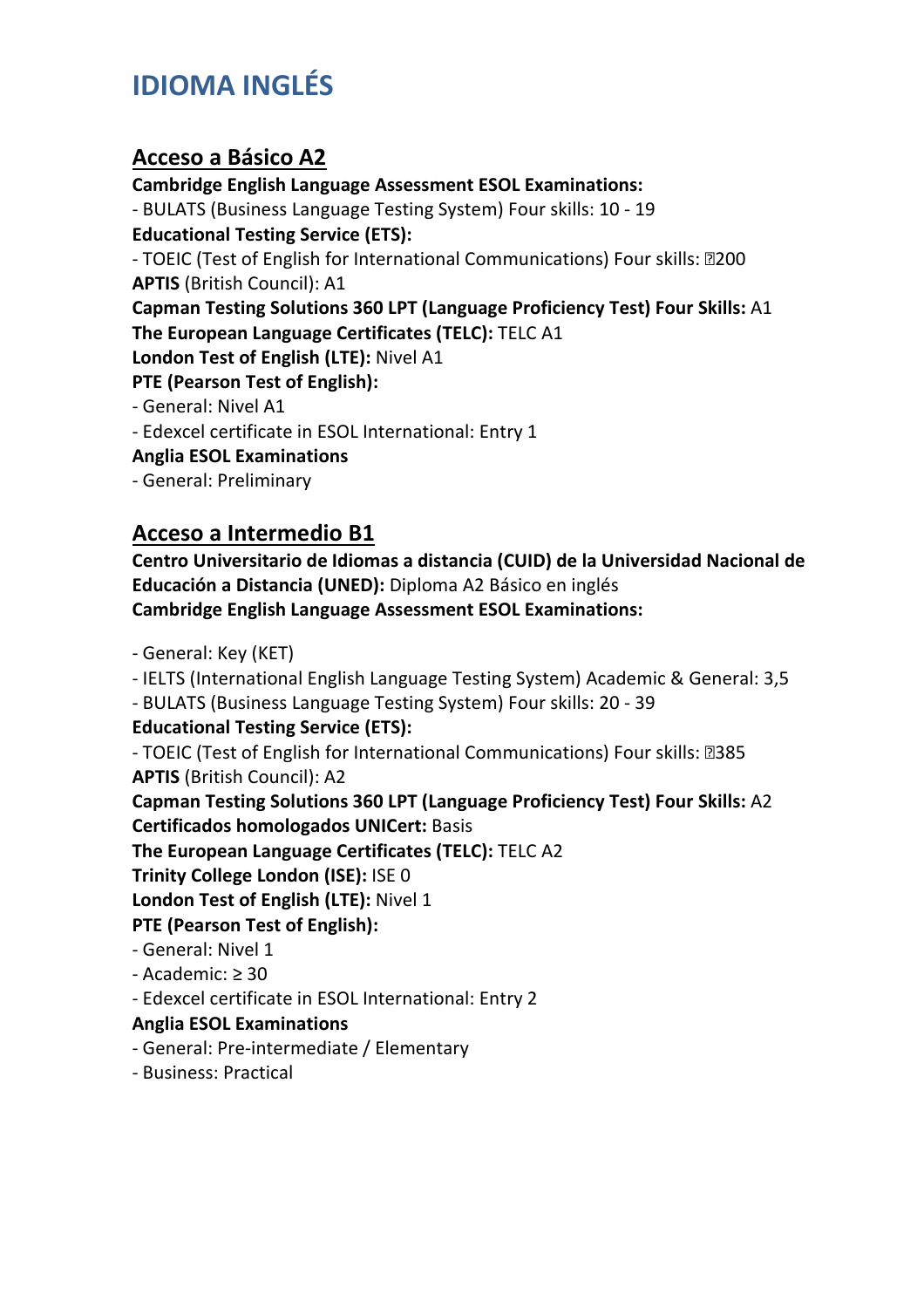# IDIOMA INGLÉS

## Acceso a Básico A2

**Cambridge English Language Assessment ESOL Examinations:**
- BULATS (Business Language Testing System) Four skills: 10 - 19

**Educational Testing Service (ETS):**
- TOEIC (Test of English for International Communications) Four skills: ≥200

**APTIS** (British Council): A1
**Capman Testing Solutions 360 LPT (Language Proficiency Test) Four Skills:** A1
**The European Language Certificates (TELC):** TELC A1
**London Test of English (LTE):** Nivel A1
**PTE (Pearson Test of English):**
- General: Nivel A1
- Edexcel certificate in ESOL International: Entry 1

**Anglia ESOL Examinations**
- General: Preliminary

## Acceso a Intermedio B1

**Centro Universitario de Idiomas a distancia (CUID) de la Universidad Nacional de Educación a Distancia (UNED):** Diploma A2 Básico en inglés
**Cambridge English Language Assessment ESOL Examinations:**

- General: Key (KET)
- IELTS (International English Language Testing System) Academic & General: 3,5
- BULATS (Business Language Testing System) Four skills: 20 - 39

**Educational Testing Service (ETS):**
- TOEIC (Test of English for International Communications) Four skills: ≥385

**APTIS** (British Council): A2
**Capman Testing Solutions 360 LPT (Language Proficiency Test) Four Skills:** A2
**Certificados homologados UNICert:** Basis
**The European Language Certificates (TELC):** TELC A2
**Trinity College London (ISE):** ISE 0
**London Test of English (LTE):** Nivel 1
**PTE (Pearson Test of English):**
- General: Nivel 1
- Academic: ≥ 30
- Edexcel certificate in ESOL International: Entry 2

**Anglia ESOL Examinations**
- General: Pre-intermediate / Elementary
- Business: Practical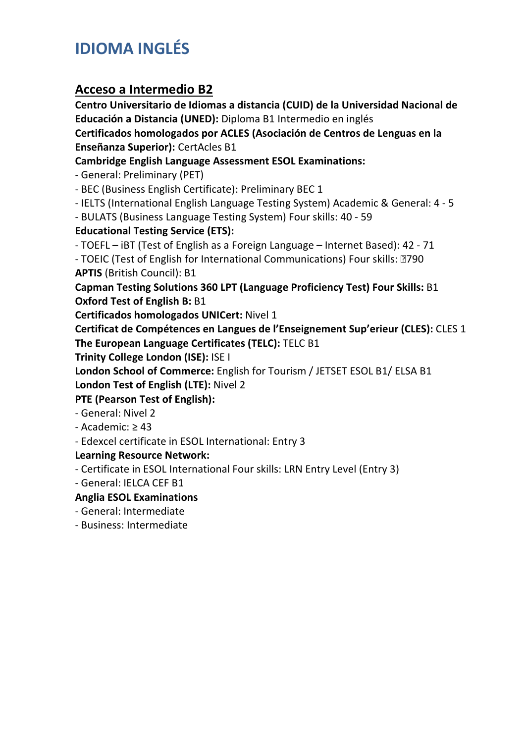# IDIOMA INGLÉS

## Acceso a Intermedio B2

**Centro Universitario de Idiomas a distancia (CUID) de la Universidad Nacional de Educación a Distancia (UNED):** Diploma B1 Intermedio en inglés

**Certificados homologados por ACLES (Asociación de Centros de Lenguas en la Enseñanza Superior):** CertAcles B1

**Cambridge English Language Assessment ESOL Examinations:**

- General: Preliminary (PET)
- BEC (Business English Certificate): Preliminary BEC 1
- IELTS (International English Language Testing System) Academic & General: 4 - 5
- BULATS (Business Language Testing System) Four skills: 40 - 59

**Educational Testing Service (ETS):**

- TOEFL – iBT (Test of English as a Foreign Language – Internet Based): 42 - 71
- TOEIC (Test of English for International Communications) Four skills: 790

**APTIS** (British Council): B1

**Capman Testing Solutions 360 LPT (Language Proficiency Test) Four Skills:** B1

**Oxford Test of English B:** B1

**Certificados homologados UNICert:** Nivel 1

**Certificat de Compétences en Langues de l'Enseignement Sup'erieur (CLES):** CLES 1

**The European Language Certificates (TELC):** TELC B1

**Trinity College London (ISE):** ISE I

**London School of Commerce:** English for Tourism / JETSET ESOL B1/ ELSA B1

**London Test of English (LTE):** Nivel 2

**PTE (Pearson Test of English):**

- General: Nivel 2
- Academic: ≥ 43
- Edexcel certificate in ESOL International: Entry 3

**Learning Resource Network:**

- Certificate in ESOL International Four skills: LRN Entry Level (Entry 3)
- General: IELCA CEF B1

**Anglia ESOL Examinations**

- General: Intermediate
- Business: Intermediate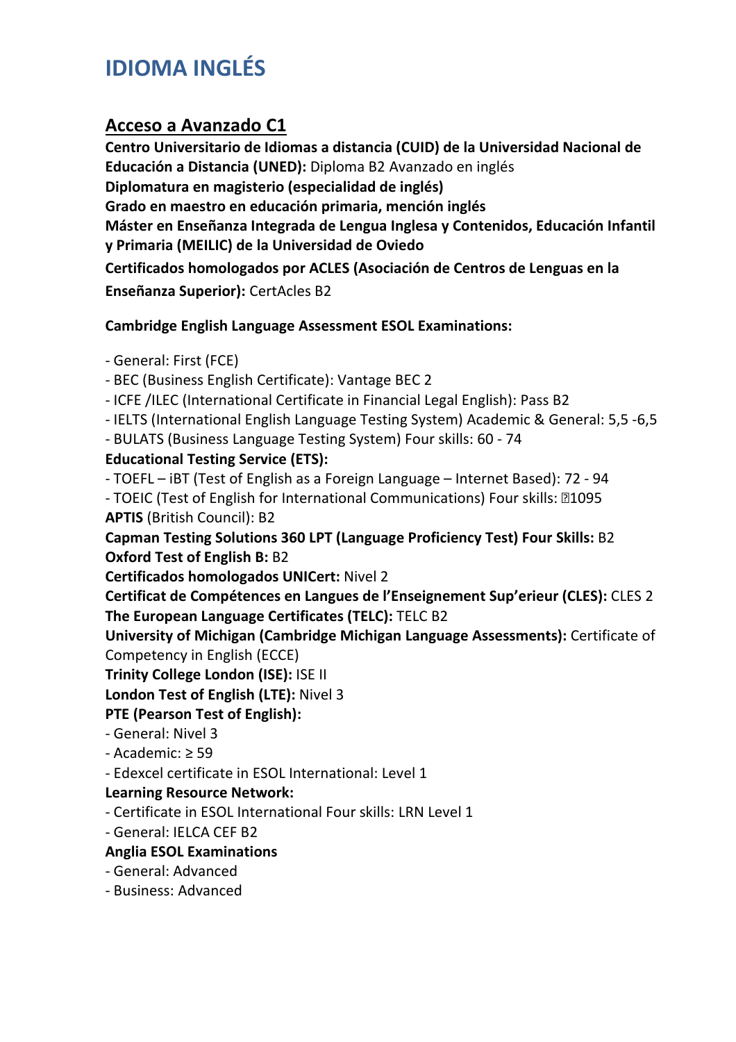# IDIOMA INGLÉS

## Acceso a Avanzado C1

**Centro Universitario de Idiomas a distancia (CUID) de la Universidad Nacional de Educación a Distancia (UNED):** Diploma B2 Avanzado en inglés

**Diplomatura en magisterio (especialidad de inglés)**

**Grado en maestro en educación primaria, mención inglés**

**Máster en Enseñanza Integrada de Lengua Inglesa y Contenidos, Educación Infantil y Primaria (MEILIC) de la Universidad de Oviedo**

**Certificados homologados por ACLES (Asociación de Centros de Lenguas en la Enseñanza Superior):** CertAcles B2

**Cambridge English Language Assessment ESOL Examinations:**

- General: First (FCE)
- BEC (Business English Certificate): Vantage BEC 2
- ICFE /ILEC (International Certificate in Financial Legal English): Pass B2
- IELTS (International English Language Testing System) Academic & General: 5,5 -6,5
- BULATS (Business Language Testing System) Four skills: 60 - 74

**Educational Testing Service (ETS):**

- TOEFL – iBT (Test of English as a Foreign Language – Internet Based): 72 - 94
- TOEIC (Test of English for International Communications) Four skills: ≥1095

**APTIS** (British Council): B2

**Capman Testing Solutions 360 LPT (Language Proficiency Test) Four Skills:** B2

**Oxford Test of English B:** B2

**Certificados homologados UNICert:** Nivel 2

**Certificat de Compétences en Langues de l'Enseignement Sup'erieur (CLES):** CLES 2

**The European Language Certificates (TELC):** TELC B2

**University of Michigan (Cambridge Michigan Language Assessments):** Certificate of Competency in English (ECCE)

**Trinity College London (ISE):** ISE II

**London Test of English (LTE):** Nivel 3

**PTE (Pearson Test of English):**

- General: Nivel 3
- Academic: ≥ 59
- Edexcel certificate in ESOL International: Level 1

**Learning Resource Network:**

- Certificate in ESOL International Four skills: LRN Level 1
- General: IELCA CEF B2

**Anglia ESOL Examinations**

- General: Advanced
- Business: Advanced